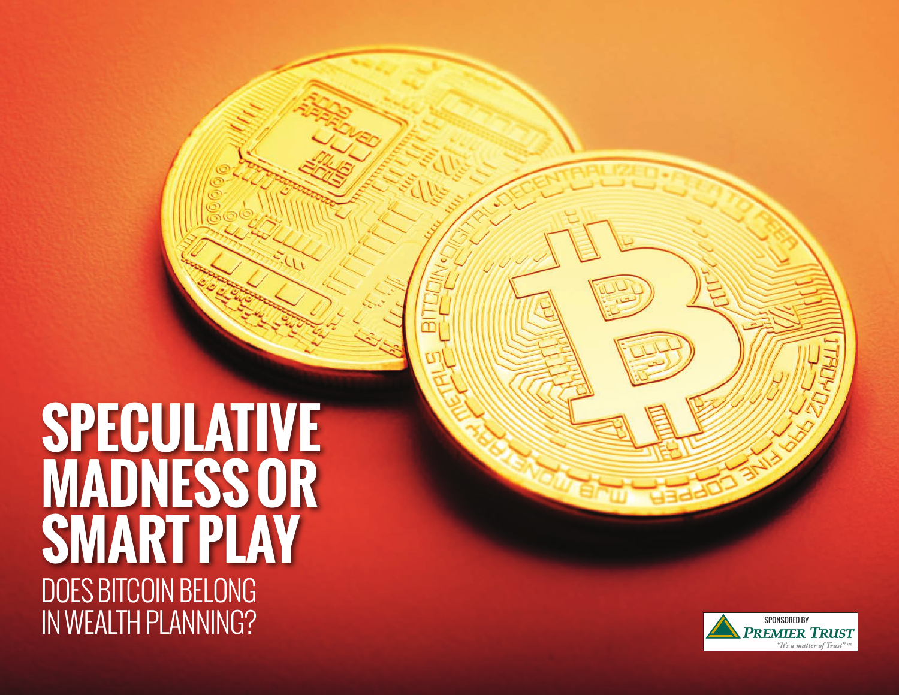# SPECULATIVE MADNESS OR SMART PLAY

## DOES BITCOIN BELONG IN WEALTH PLANNING?

SPONSORED BY PREMIER TRUST
"It's a matter of Trust"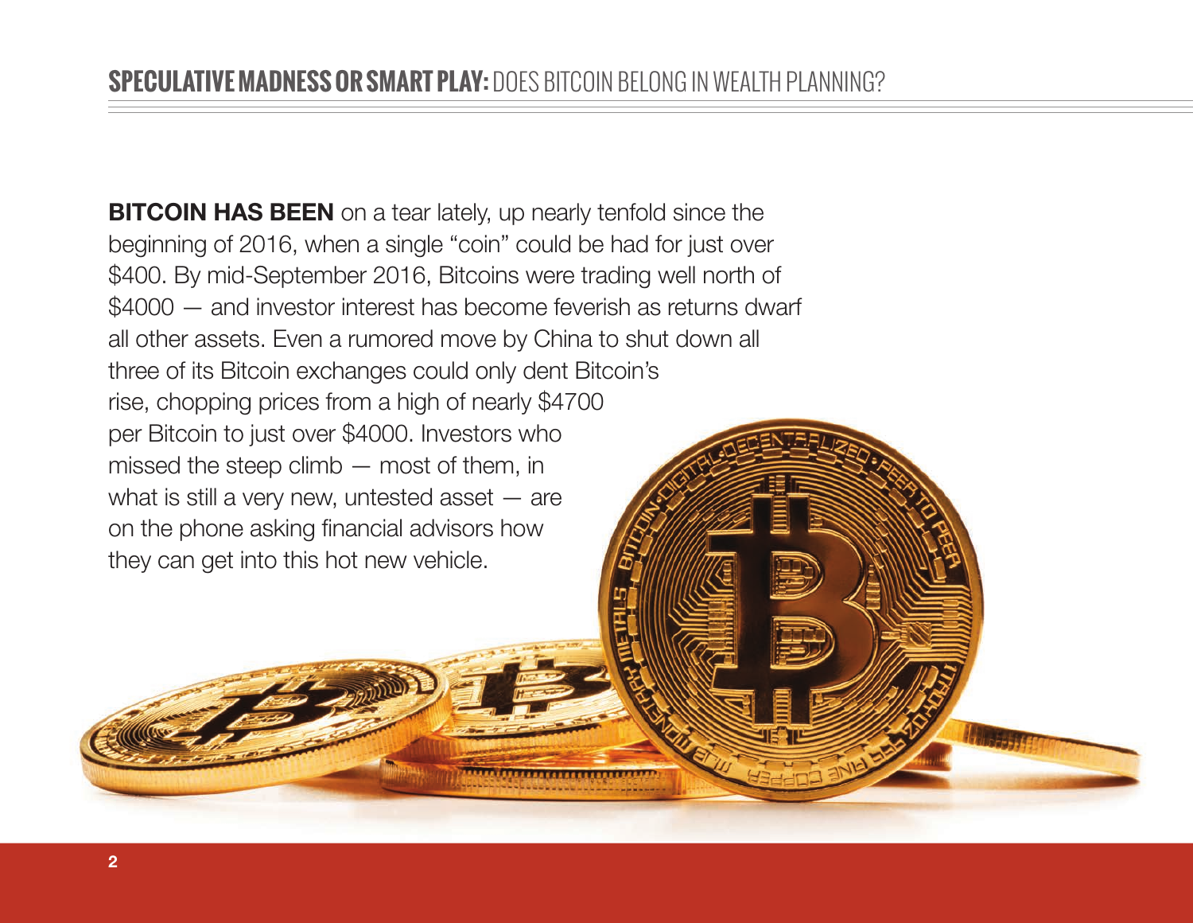**BITCOIN HAS BEEN** on a tear lately, up nearly tenfold since the beginning of 2016, when a single "coin" could be had for just over $400. By mid-September 2016, Bitcoins were trading well north of $4000 — and investor interest has become feverish as returns dwarf all other assets. Even a rumored move by China to shut down all three of its Bitcoin exchanges could only dent Bitcoin's rise, chopping prices from a high of nearly $4700 per Bitcoin to just over $4000. Investors who missed the steep climb — most of them, in what is still a very new, untested asset — are on the phone asking financial advisors how they can get into this hot new vehicle.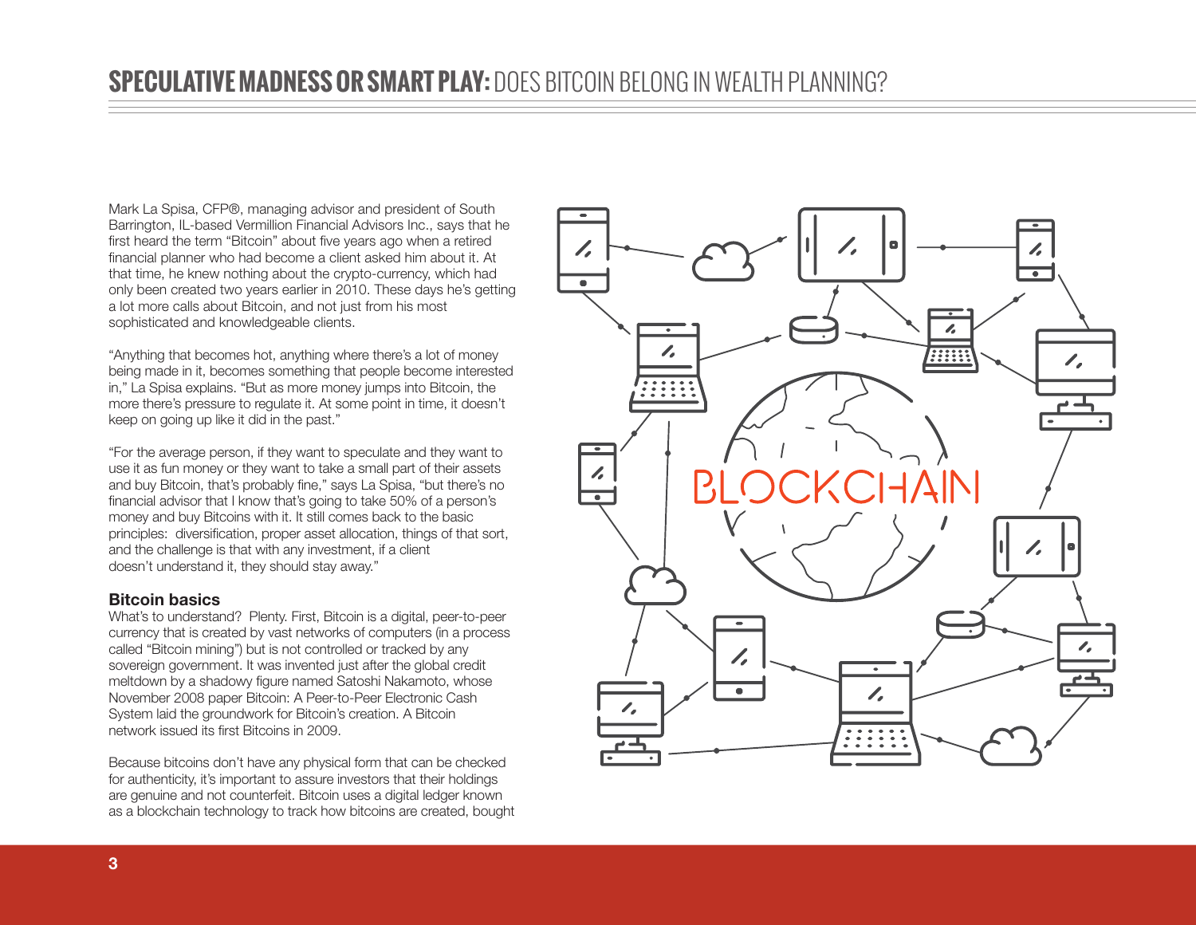Mark La Spisa, CFP®, managing advisor and president of South Barrington, IL-based Vermillion Financial Advisors Inc., says that he first heard the term "Bitcoin" about five years ago when a retired financial planner who had become a client asked him about it. At that time, he knew nothing about the crypto-currency, which had only been created two years earlier in 2010. These days he's getting a lot more calls about Bitcoin, and not just from his most sophisticated and knowledgeable clients.

"Anything that becomes hot, anything where there's a lot of money being made in it, becomes something that people become interested in," La Spisa explains. "But as more money jumps into Bitcoin, the more there's pressure to regulate it. At some point in time, it doesn't keep on going up like it did in the past."

"For the average person, if they want to speculate and they want to use it as fun money or they want to take a small part of their assets and buy Bitcoin, that's probably fine," says La Spisa, "but there's no financial advisor that I know that's going to take 50% of a person's money and buy Bitcoins with it. It still comes back to the basic principles: diversification, proper asset allocation, things of that sort, and the challenge is that with any investment, if a client doesn't understand it, they should stay away."

### Bitcoin basics

What's to understand? Plenty. First, Bitcoin is a digital, peer-to-peer currency that is created by vast networks of computers (in a process called "Bitcoin mining") but is not controlled or tracked by any sovereign government. It was invented just after the global credit meltdown by a shadowy figure named Satoshi Nakamoto, whose November 2008 paper Bitcoin: A Peer-to-Peer Electronic Cash System laid the groundwork for Bitcoin's creation. A Bitcoin network issued its first Bitcoins in 2009.

Because bitcoins don't have any physical form that can be checked for authenticity, it's important to assure investors that their holdings are genuine and not counterfeit. Bitcoin uses a digital ledger known as a blockchain technology to track how bitcoins are created, bought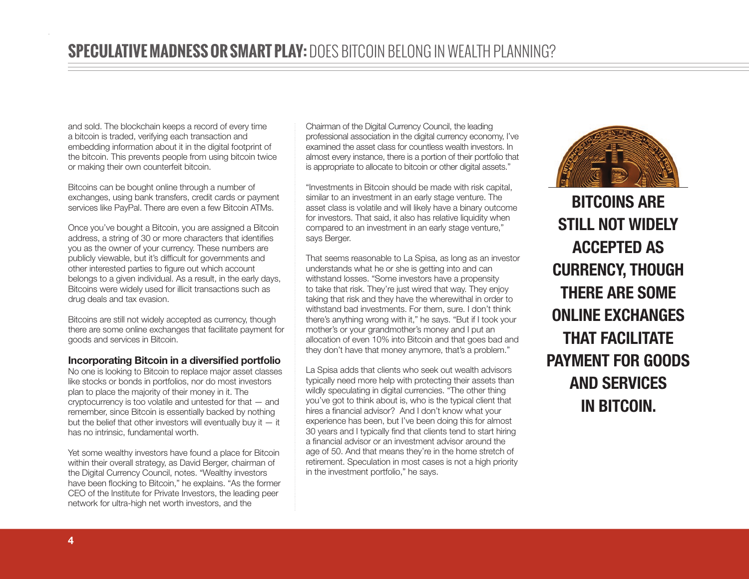and sold. The blockchain keeps a record of every time a bitcoin is traded, verifying each transaction and embedding information about it in the digital footprint of the bitcoin. This prevents people from using bitcoin twice or making their own counterfeit bitcoin.

Bitcoins can be bought online through a number of exchanges, using bank transfers, credit cards or payment services like PayPal. There are even a few Bitcoin ATMs.

Once you've bought a Bitcoin, you are assigned a Bitcoin address, a string of 30 or more characters that identifies you as the owner of your currency. These numbers are publicly viewable, but it's difficult for governments and other interested parties to figure out which account belongs to a given individual. As a result, in the early days, Bitcoins were widely used for illicit transactions such as drug deals and tax evasion.

Bitcoins are still not widely accepted as currency, though there are some online exchanges that facilitate payment for goods and services in Bitcoin.

### Incorporating Bitcoin in a diversified portfolio

No one is looking to Bitcoin to replace major asset classes like stocks or bonds in portfolios, nor do most investors plan to place the majority of their money in it. The cryptocurrency is too volatile and untested for that — and remember, since Bitcoin is essentially backed by nothing but the belief that other investors will eventually buy it — it has no intrinsic, fundamental worth.

Yet some wealthy investors have found a place for Bitcoin within their overall strategy, as David Berger, chairman of the Digital Currency Council, notes. "Wealthy investors have been flocking to Bitcoin," he explains. "As the former CEO of the Institute for Private Investors, the leading peer network for ultra-high net worth investors, and the Chairman of the Digital Currency Council, the leading professional association in the digital currency economy, I've examined the asset class for countless wealth investors. In almost every instance, there is a portion of their portfolio that is appropriate to allocate to bitcoin or other digital assets."

"Investments in Bitcoin should be made with risk capital, similar to an investment in an early stage venture. The asset class is volatile and will likely have a binary outcome for investors. That said, it also has relative liquidity when compared to an investment in an early stage venture," says Berger.

That seems reasonable to La Spisa, as long as an investor understands what he or she is getting into and can withstand losses. "Some investors have a propensity to take that risk. They're just wired that way. They enjoy taking that risk and they have the wherewithal in order to withstand bad investments. For them, sure. I don't think there's anything wrong with it," he says. "But if I took your mother's or your grandmother's money and I put an allocation of even 10% into Bitcoin and that goes bad and they don't have that money anymore, that's a problem."

La Spisa adds that clients who seek out wealth advisors typically need more help with protecting their assets than wildly speculating in digital currencies. "The other thing you've got to think about is, who is the typical client that hires a financial advisor? And I don't know what your experience has been, but I've been doing this for almost 30 years and I typically find that clients tend to start hiring a financial advisor or an investment advisor around the age of 50. And that means they're in the home stretch of retirement. Speculation in most cases is not a high priority in the investment portfolio," he says.

**BITCOINS ARE STILL NOT WIDELY ACCEPTED AS CURRENCY, THOUGH THERE ARE SOME ONLINE EXCHANGES THAT FACILITATE PAYMENT FOR GOODS AND SERVICES IN BITCOIN.**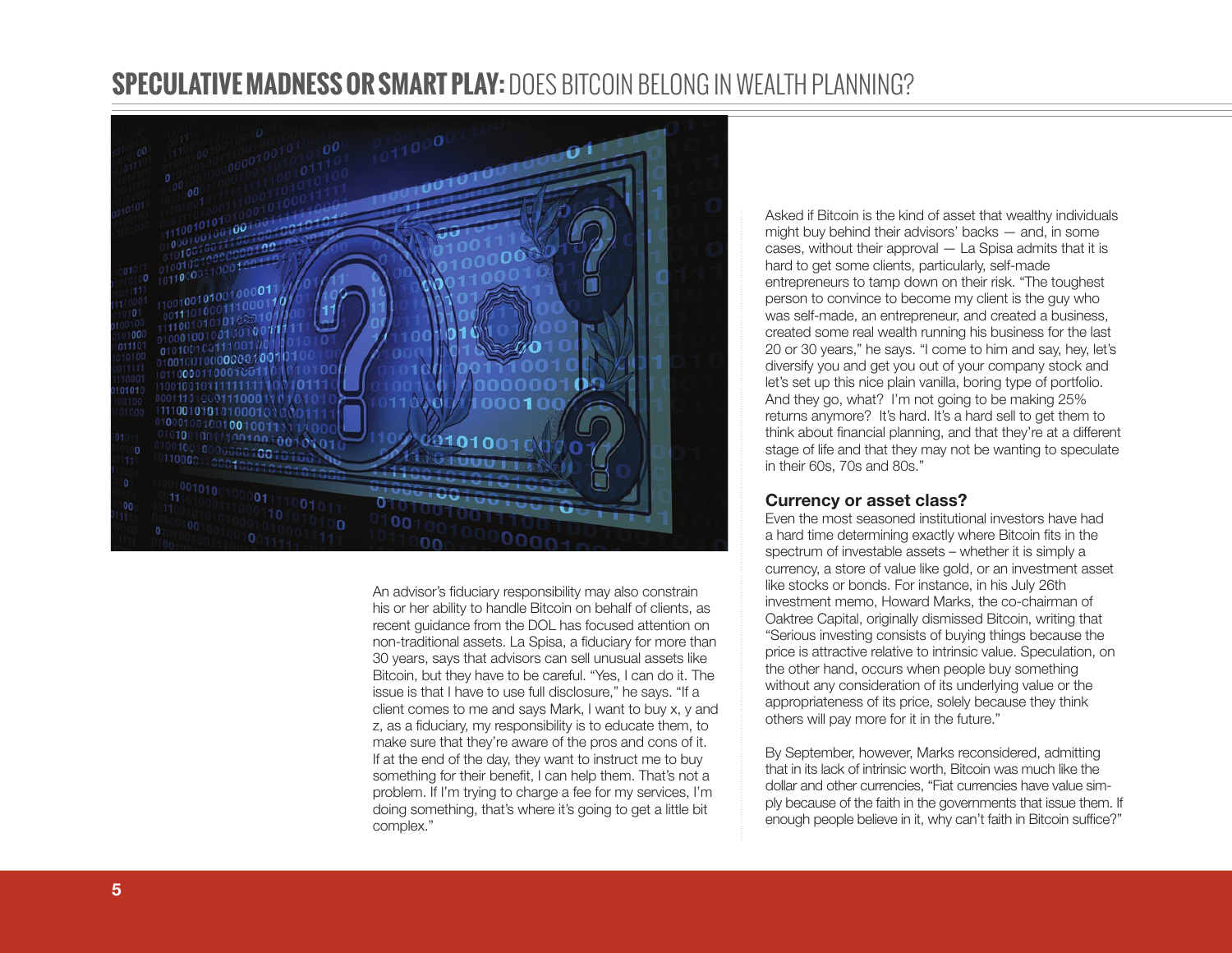An advisor's fiduciary responsibility may also constrain his or her ability to handle Bitcoin on behalf of clients, as recent guidance from the DOL has focused attention on non-traditional assets. La Spisa, a fiduciary for more than 30 years, says that advisors can sell unusual assets like Bitcoin, but they have to be careful. "Yes, I can do it. The issue is that I have to use full disclosure," he says. "If a client comes to me and says Mark, I want to buy x, y and z, as a fiduciary, my responsibility is to educate them, to make sure that they're aware of the pros and cons of it. If at the end of the day, they want to instruct me to buy something for their benefit, I can help them. That's not a problem. If I'm trying to charge a fee for my services, I'm doing something, that's where it's going to get a little bit complex."

Asked if Bitcoin is the kind of asset that wealthy individuals might buy behind their advisors' backs — and, in some cases, without their approval — La Spisa admits that it is hard to get some clients, particularly, self-made entrepreneurs to tamp down on their risk. "The toughest person to convince to become my client is the guy who was self-made, an entrepreneur, and created a business, created some real wealth running his business for the last 20 or 30 years," he says. "I come to him and say, hey, let's diversify you and get you out of your company stock and let's set up this nice plain vanilla, boring type of portfolio. And they go, what? I'm not going to be making 25% returns anymore? It's hard. It's a hard sell to get them to think about financial planning, and that they're at a different stage of life and that they may not be wanting to speculate in their 60s, 70s and 80s."

## Currency or asset class?

Even the most seasoned institutional investors have had a hard time determining exactly where Bitcoin fits in the spectrum of investable assets – whether it is simply a currency, a store of value like gold, or an investment asset like stocks or bonds. For instance, in his July 26th investment memo, Howard Marks, the co-chairman of Oaktree Capital, originally dismissed Bitcoin, writing that "Serious investing consists of buying things because the price is attractive relative to intrinsic value. Speculation, on the other hand, occurs when people buy something without any consideration of its underlying value or the appropriateness of its price, solely because they think others will pay more for it in the future."

By September, however, Marks reconsidered, admitting that in its lack of intrinsic worth, Bitcoin was much like the dollar and other currencies, "Fiat currencies have value simply because of the faith in the governments that issue them. If enough people believe in it, why can't faith in Bitcoin suffice?"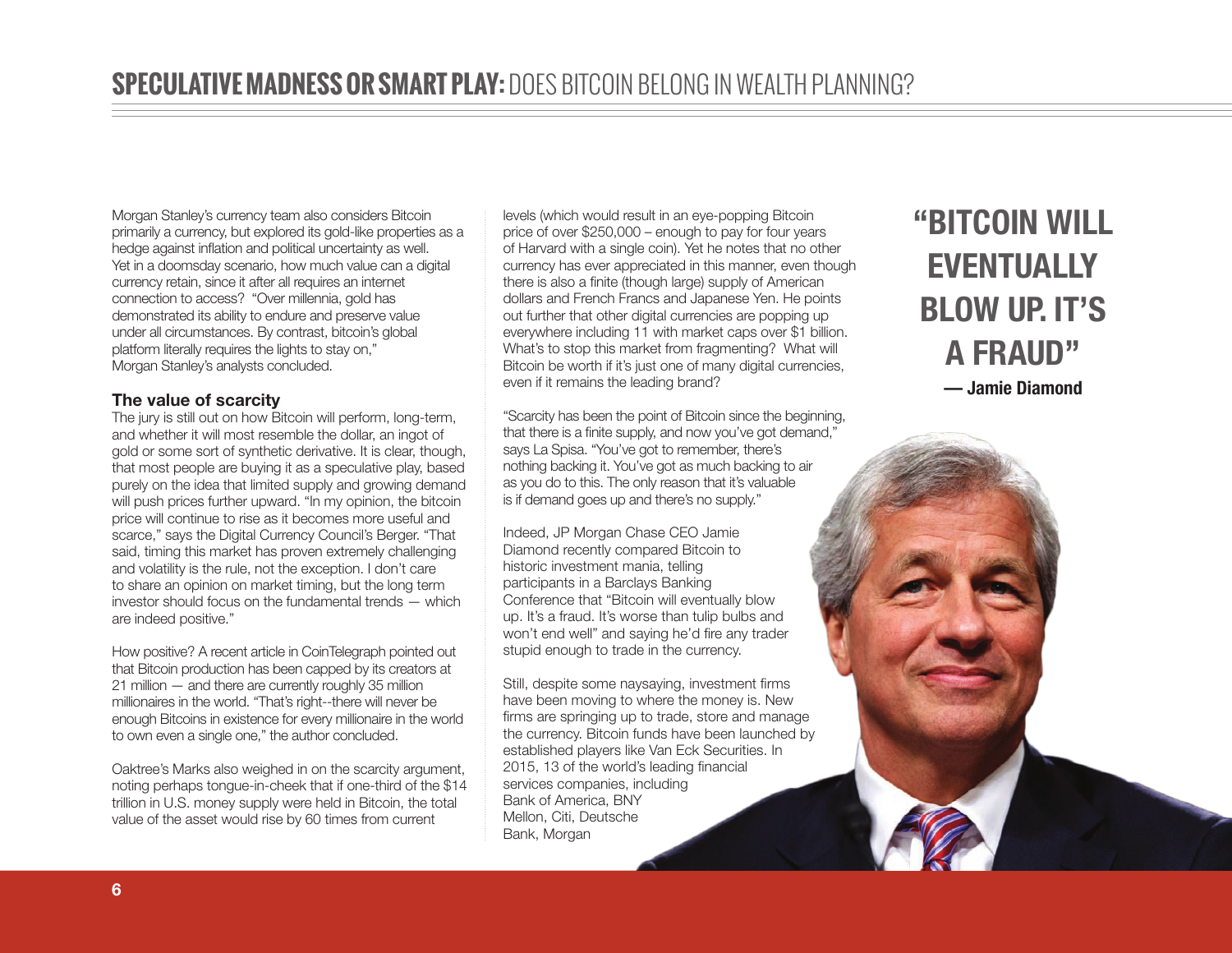Morgan Stanley's currency team also considers Bitcoin primarily a currency, but explored its gold-like properties as a hedge against inflation and political uncertainty as well. Yet in a doomsday scenario, how much value can a digital currency retain, since it after all requires an internet connection to access? "Over millennia, gold has demonstrated its ability to endure and preserve value under all circumstances. By contrast, bitcoin's global platform literally requires the lights to stay on," Morgan Stanley's analysts concluded.

### The value of scarcity

The jury is still out on how Bitcoin will perform, long-term, and whether it will most resemble the dollar, an ingot of gold or some sort of synthetic derivative. It is clear, though, that most people are buying it as a speculative play, based purely on the idea that limited supply and growing demand will push prices further upward. "In my opinion, the bitcoin price will continue to rise as it becomes more useful and scarce," says the Digital Currency Council's Berger. "That said, timing this market has proven extremely challenging and volatility is the rule, not the exception. I don't care to share an opinion on market timing, but the long term investor should focus on the fundamental trends — which are indeed positive."

How positive? A recent article in CoinTelegraph pointed out that Bitcoin production has been capped by its creators at 21 million — and there are currently roughly 35 million millionaires in the world. "That's right--there will never be enough Bitcoins in existence for every millionaire in the world to own even a single one," the author concluded.

Oaktree's Marks also weighed in on the scarcity argument, noting perhaps tongue-in-cheek that if one-third of the $14 trillion in U.S. money supply were held in Bitcoin, the total value of the asset would rise by 60 times from current levels (which would result in an eye-popping Bitcoin price of over $250,000 – enough to pay for four years of Harvard with a single coin). Yet he notes that no other currency has ever appreciated in this manner, even though there is also a finite (though large) supply of American dollars and French Francs and Japanese Yen. He points out further that other digital currencies are popping up everywhere including 11 with market caps over $1 billion. What's to stop this market from fragmenting? What will Bitcoin be worth if it's just one of many digital currencies, even if it remains the leading brand?

"Scarcity has been the point of Bitcoin since the beginning, that there is a finite supply, and now you've got demand," says La Spisa. "You've got to remember, there's nothing backing it. You've got as much backing to air as you do to this. The only reason that it's valuable is if demand goes up and there's no supply."

Indeed, JP Morgan Chase CEO Jamie Diamond recently compared Bitcoin to historic investment mania, telling participants in a Barclays Banking Conference that "Bitcoin will eventually blow up. It's a fraud. It's worse than tulip bulbs and won't end well" and saying he'd fire any trader stupid enough to trade in the currency.

Still, despite some naysaying, investment firms have been moving to where the money is. New firms are springing up to trade, store and manage the currency. Bitcoin funds have been launched by established players like Van Eck Securities. In 2015, 13 of the world's leading financial services companies, including Bank of America, BNY Mellon, Citi, Deutsche Bank, Morgan

> **"BITCOIN WILL EVENTUALLY BLOW UP. IT'S A FRAUD"**
> **— Jamie Diamond**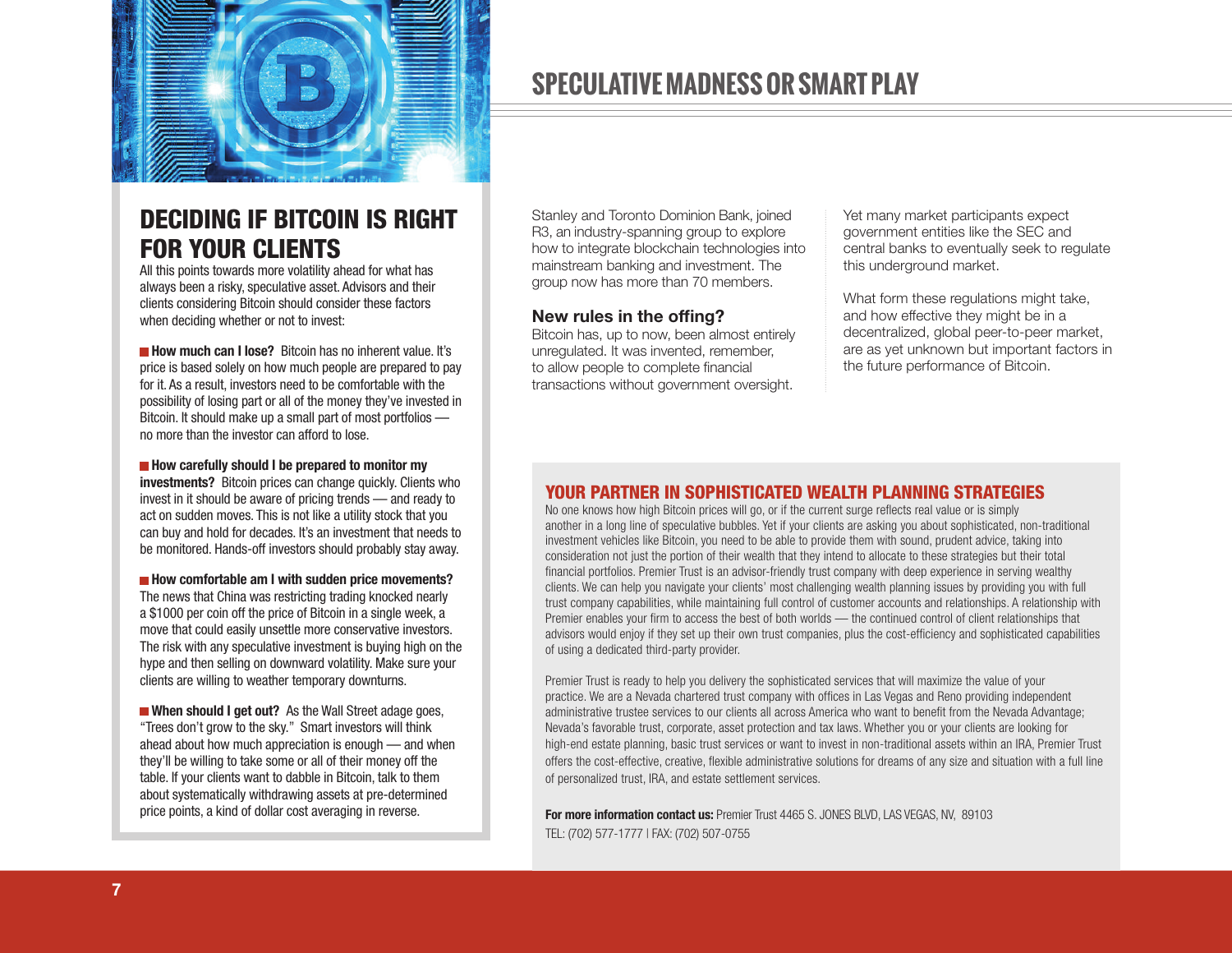# SPECULATIVE MADNESS OR SMART PLAY

## DECIDING IF BITCOIN IS RIGHT FOR YOUR CLIENTS

All this points towards more volatility ahead for what has always been a risky, speculative asset. Advisors and their clients considering Bitcoin should consider these factors when deciding whether or not to invest:

**How much can I lose?** Bitcoin has no inherent value. It's price is based solely on how much people are prepared to pay for it. As a result, investors need to be comfortable with the possibility of losing part or all of the money they've invested in Bitcoin. It should make up a small part of most portfolios — no more than the investor can afford to lose.

**How carefully should I be prepared to monitor my investments?** Bitcoin prices can change quickly. Clients who invest in it should be aware of pricing trends — and ready to act on sudden moves. This is not like a utility stock that you can buy and hold for decades. It's an investment that needs to be monitored. Hands-off investors should probably stay away.

**How comfortable am I with sudden price movements?** The news that China was restricting trading knocked nearly a $1000 per coin off the price of Bitcoin in a single week, a move that could easily unsettle more conservative investors. The risk with any speculative investment is buying high on the hype and then selling on downward volatility. Make sure your clients are willing to weather temporary downturns.

**When should I get out?** As the Wall Street adage goes, "Trees don't grow to the sky." Smart investors will think ahead about how much appreciation is enough — and when they'll be willing to take some or all of their money off the table. If your clients want to dabble in Bitcoin, talk to them about systematically withdrawing assets at pre-determined price points, a kind of dollar cost averaging in reverse.

Stanley and Toronto Dominion Bank, joined R3, an industry-spanning group to explore how to integrate blockchain technologies into mainstream banking and investment. The group now has more than 70 members.

### New rules in the offing?

Bitcoin has, up to now, been almost entirely unregulated. It was invented, remember, to allow people to complete financial transactions without government oversight.

Yet many market participants expect government entities like the SEC and central banks to eventually seek to regulate this underground market.

What form these regulations might take, and how effective they might be in a decentralized, global peer-to-peer market, are as yet unknown but important factors in the future performance of Bitcoin.

## YOUR PARTNER IN SOPHISTICATED WEALTH PLANNING STRATEGIES

No one knows how high Bitcoin prices will go, or if the current surge reflects real value or is simply another in a long line of speculative bubbles. Yet if your clients are asking you about sophisticated, non-traditional investment vehicles like Bitcoin, you need to be able to provide them with sound, prudent advice, taking into consideration not just the portion of their wealth that they intend to allocate to these strategies but their total financial portfolios. Premier Trust is an advisor-friendly trust company with deep experience in serving wealthy clients. We can help you navigate your clients' most challenging wealth planning issues by providing you with full trust company capabilities, while maintaining full control of customer accounts and relationships. A relationship with Premier enables your firm to access the best of both worlds — the continued control of client relationships that advisors would enjoy if they set up their own trust companies, plus the cost-efficiency and sophisticated capabilities of using a dedicated third-party provider.

Premier Trust is ready to help you delivery the sophisticated services that will maximize the value of your practice. We are a Nevada chartered trust company with offices in Las Vegas and Reno providing independent administrative trustee services to our clients all across America who want to benefit from the Nevada Advantage; Nevada's favorable trust, corporate, asset protection and tax laws. Whether you or your clients are looking for high-end estate planning, basic trust services or want to invest in non-traditional assets within an IRA, Premier Trust offers the cost-effective, creative, flexible administrative solutions for dreams of any size and situation with a full line of personalized trust, IRA, and estate settlement services.

**For more information contact us:** Premier Trust 4465 S. JONES BLVD, LAS VEGAS, NV, 89103
TEL: (702) 577-1777 | FAX: (702) 507-0755